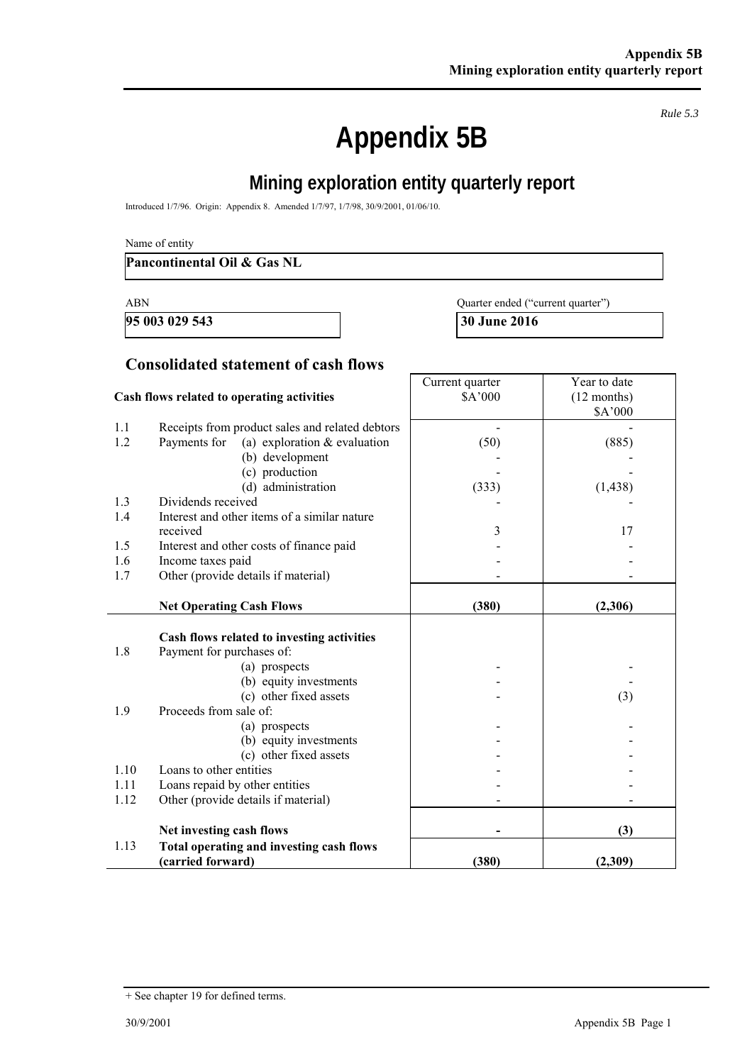*Rule 5.3*

# Appendix 5B

## Mining exploration entity quarterly report

Introduced 1/7/96. Origin: Appendix 8. Amended 1/7/97, 1/7/98, 30/9/2001, 01/06/10.

Name of entity

**Pancontinental Oil & Gas NL**

| ABN | Quarter ended ("current quarter") |
|---|---|
| **95 003 029 543** | **30 June 2016** |

### Consolidated statement of cash flows

| | Cash flows related to operating activities | Current quarter $A'000 | Year to date (12 months) $A'000 |
|---|---|---|---|
| 1.1 | Receipts from product sales and related debtors | - | - |
| 1.2 | Payments for (a) exploration & evaluation | (50) | (885) |
| | (b) development | - | - |
| | (c) production | - | - |
| | (d) administration | (333) | (1,438) |
| 1.3 | Dividends received | - | - |
| 1.4 | Interest and other items of a similar nature received | 3 | 17 |
| 1.5 | Interest and other costs of finance paid | - | - |
| 1.6 | Income taxes paid | - | - |
| 1.7 | Other (provide details if material) | - | - |
| | **Net Operating Cash Flows** | **(380)** | **(2,306)** |
| | **Cash flows related to investing activities** | | |
| 1.8 | Payment for purchases of: | | |
| | (a) prospects | - | - |
| | (b) equity investments | - | - |
| | (c) other fixed assets | - | (3) |
| 1.9 | Proceeds from sale of: | | |
| | (a) prospects | - | - |
| | (b) equity investments | - | - |
| | (c) other fixed assets | - | - |
| 1.10 | Loans to other entities | - | - |
| 1.11 | Loans repaid by other entities | - | - |
| 1.12 | Other (provide details if material) | - | - |
| | **Net investing cash flows** | **-** | **(3)** |
| 1.13 | **Total operating and investing cash flows (carried forward)** | **(380)** | **(2,309)** |

+ See chapter 19 for defined terms.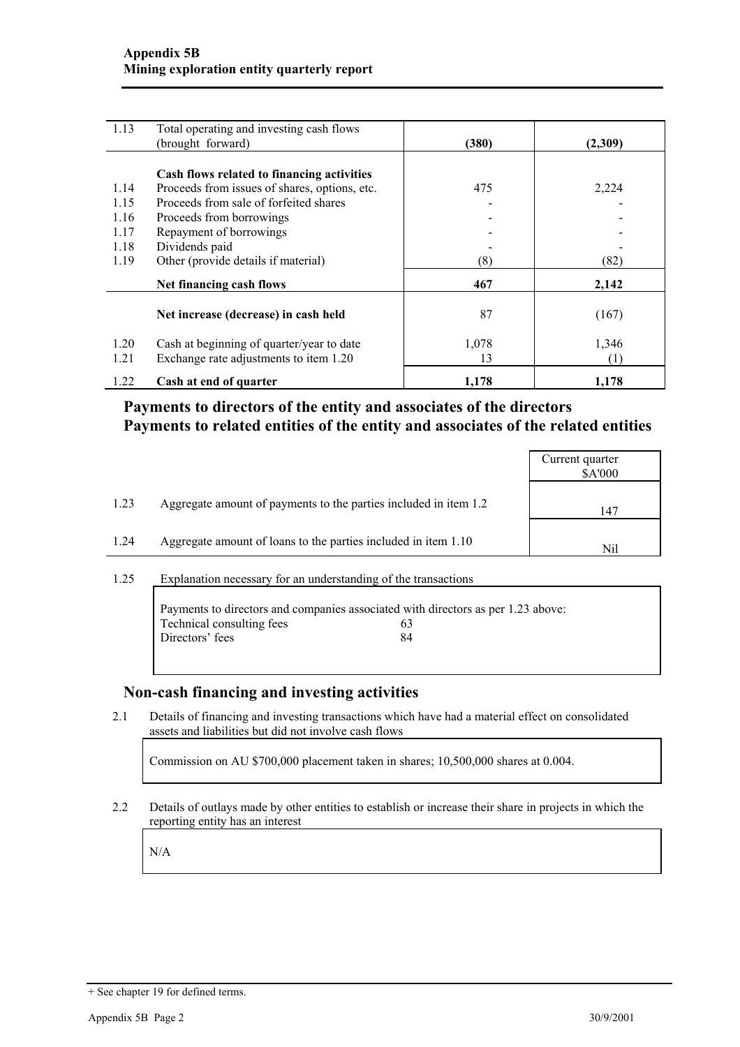| 1.13 | Total operating and investing cash flows (brought forward) | **(380)** | **(2,309)** |
|---|---|---|---|
| | **Cash flows related to financing activities** | | |
| 1.14 | Proceeds from issues of shares, options, etc. | 475 | 2,224 |
| 1.15 | Proceeds from sale of forfeited shares | - | - |
| 1.16 | Proceeds from borrowings | - | - |
| 1.17 | Repayment of borrowings | - | - |
| 1.18 | Dividends paid | - | - |
| 1.19 | Other (provide details if material) | (8) | (82) |
| | **Net financing cash flows** | **467** | **2,142** |
| | **Net increase (decrease) in cash held** | 87 | (167) |
| 1.20 | Cash at beginning of quarter/year to date | 1,078 | 1,346 |
| 1.21 | Exchange rate adjustments to item 1.20 | 13 | (1) |
| 1.22 | **Cash at end of quarter** | **1,178** | **1,178** |

## Payments to directors of the entity and associates of the directors Payments to related entities of the entity and associates of the related entities

| | | Current quarter $A'000 |
|---|---|---|
| 1.23 | Aggregate amount of payments to the parties included in item 1.2 | 147 |
| 1.24 | Aggregate amount of loans to the parties included in item 1.10 | Nil |

1.25 Explanation necessary for an understanding of the transactions

Payments to directors and companies associated with directors as per 1.23 above:

| | |
|---|---|
| Technical consulting fees | 63 |
| Directors' fees | 84 |

## Non-cash financing and investing activities

2.1 Details of financing and investing transactions which have had a material effect on consolidated assets and liabilities but did not involve cash flows

Commission on AU $700,000 placement taken in shares; 10,500,000 shares at 0.004.

2.2 Details of outlays made by other entities to establish or increase their share in projects in which the reporting entity has an interest

N/A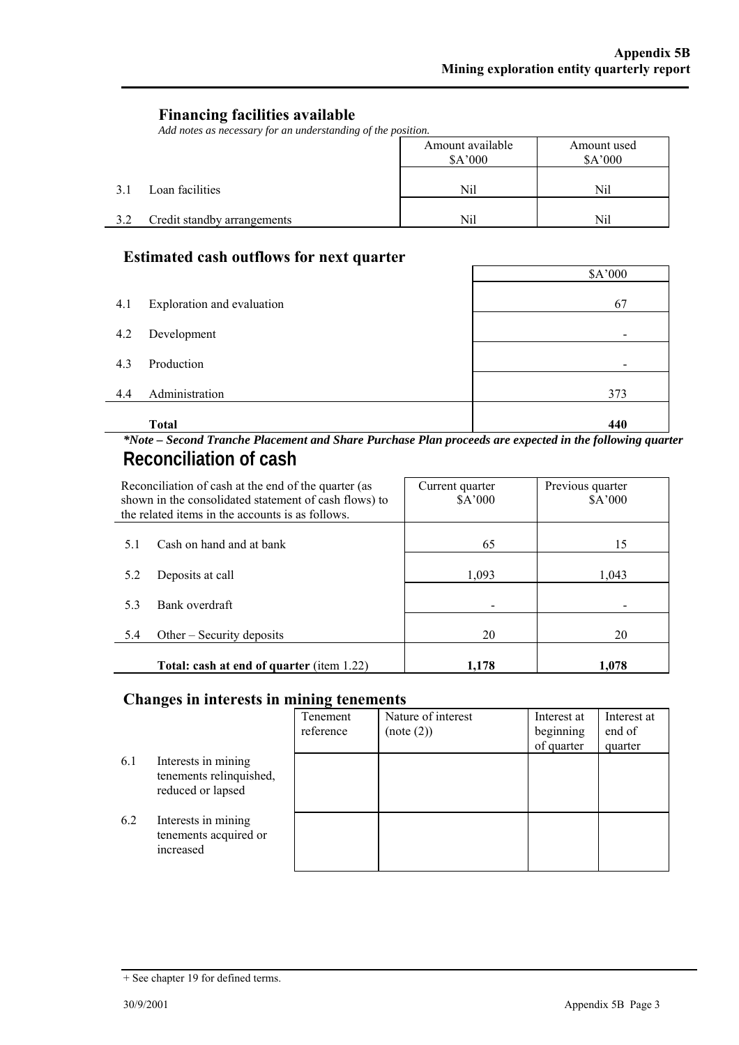## Financing facilities available

*Add notes as necessary for an understanding of the position.*

| | | Amount available $A'000 | Amount used $A'000 |
|---|---|---|---|
| 3.1 | Loan facilities | Nil | Nil |
| 3.2 | Credit standby arrangements | Nil | Nil |

## Estimated cash outflows for next quarter

| | | $A'000 |
|---|---|---|
| 4.1 | Exploration and evaluation | 67 |
| 4.2 | Development | - |
| 4.3 | Production | - |
| 4.4 | Administration | 373 |
| | **Total** | **440** |

***Note – Second Tranche Placement and Share Purchase Plan proceeds are expected in the following quarter***

## Reconciliation of cash

| Reconciliation of cash at the end of the quarter (as shown in the consolidated statement of cash flows) to the related items in the accounts is as follows. | | Current quarter $A'000 | Previous quarter $A'000 |
|---|---|---|---|
| 5.1 | Cash on hand and at bank | 65 | 15 |
| 5.2 | Deposits at call | 1,093 | 1,043 |
| 5.3 | Bank overdraft | - | - |
| 5.4 | Other – Security deposits | 20 | 20 |
| | **Total: cash at end of quarter** (item 1.22) | **1,178** | **1,078** |

## Changes in interests in mining tenements

| | | Tenement reference | Nature of interest (note (2)) | Interest at beginning of quarter | Interest at end of quarter |
|---|---|---|---|---|---|
| 6.1 | Interests in mining tenements relinquished, reduced or lapsed | | | | |
| 6.2 | Interests in mining tenements acquired or increased | | | | |

+ See chapter 19 for defined terms.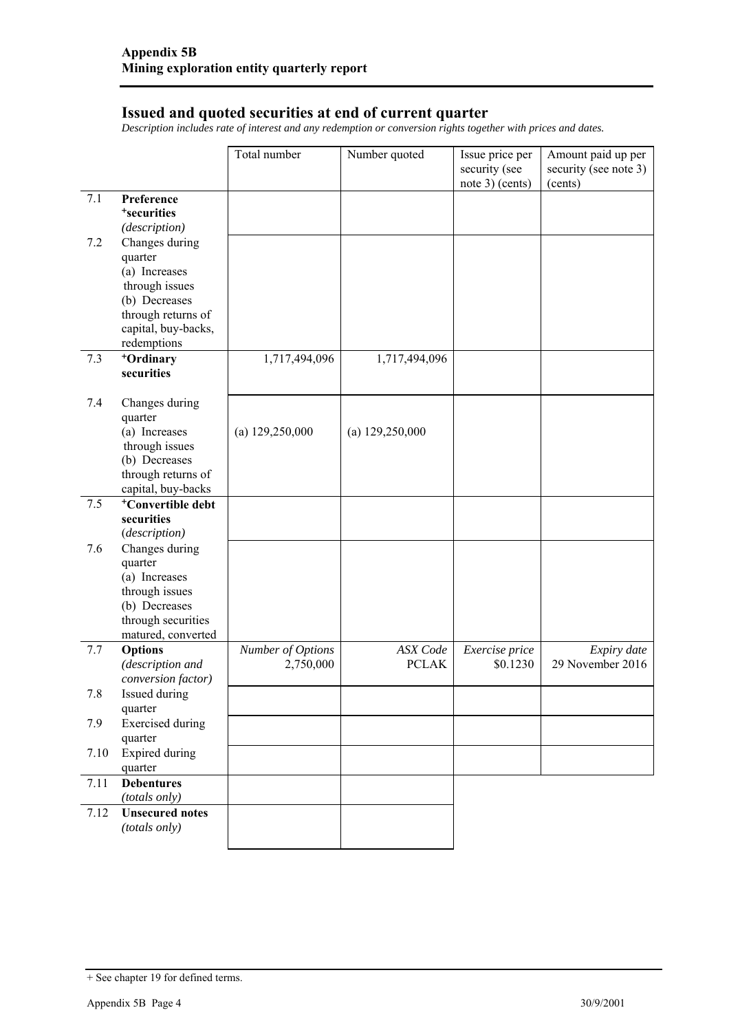## Issued and quoted securities at end of current quarter

*Description includes rate of interest and any redemption or conversion rights together with prices and dates.*

| | | Total number | Number quoted | Issue price per security (see note 3) (cents) | Amount paid up per security (see note 3) (cents) |
|---|---|---|---|---|---|
| 7.1 | **Preference +securities** *(description)* | | | | |
| 7.2 | Changes during quarter (a) Increases through issues (b) Decreases through returns of capital, buy-backs, redemptions | | | | |
| 7.3 | **+Ordinary securities** | 1,717,494,096 | 1,717,494,096 | | |
| 7.4 | Changes during quarter (a) Increases through issues (b) Decreases through returns of capital, buy-backs | (a) 129,250,000 | (a) 129,250,000 | | |
| 7.5 | **+Convertible debt securities** *(description)* | | | | |
| 7.6 | Changes during quarter (a) Increases through issues (b) Decreases through securities matured, converted | | | | |
| 7.7 | **Options** *(description and conversion factor)* | *Number of Options* 2,750,000 | *ASX Code* PCLAK | *Exercise price* \$0.1230 | *Expiry date* 29 November 2016 |
| 7.8 | Issued during quarter | | | | |
| 7.9 | Exercised during quarter | | | | |
| 7.10 | Expired during quarter | | | | |
| 7.11 | **Debentures** *(totals only)* | | | | |
| 7.12 | **Unsecured notes** *(totals only)* | | | | |

+ See chapter 19 for defined terms.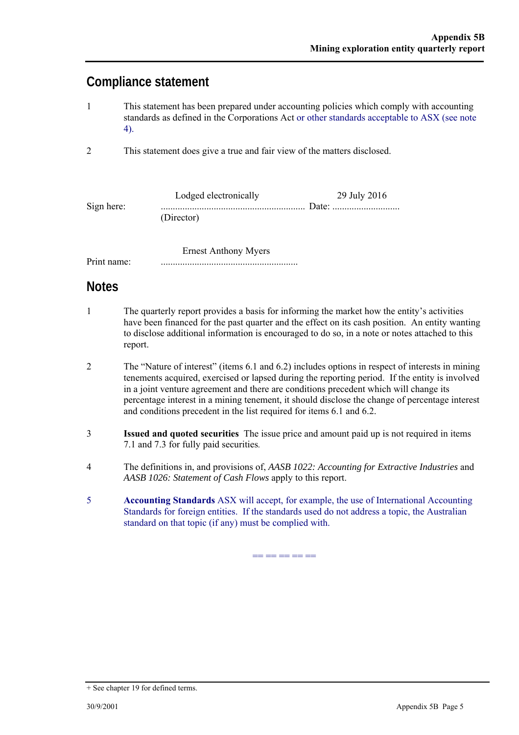## Compliance statement

1. This statement has been prepared under accounting policies which comply with accounting standards as defined in the Corporations Act or other standards acceptable to ASX (see note 4).

2. This statement does give a true and fair view of the matters disclosed.

Sign here: Lodged electronically ............................................................ Date: 29 July 2016 ............................
(Director)

Print name: Ernest Anthony Myers .........................................................

## Notes

1. The quarterly report provides a basis for informing the market how the entity's activities have been financed for the past quarter and the effect on its cash position. An entity wanting to disclose additional information is encouraged to do so, in a note or notes attached to this report.

2. The "Nature of interest" (items 6.1 and 6.2) includes options in respect of interests in mining tenements acquired, exercised or lapsed during the reporting period. If the entity is involved in a joint venture agreement and there are conditions precedent which will change its percentage interest in a mining tenement, it should disclose the change of percentage interest and conditions precedent in the list required for items 6.1 and 6.2.

3. **Issued and quoted securities** The issue price and amount paid up is not required in items 7.1 and 7.3 for fully paid securities.

4. The definitions in, and provisions of, *AASB 1022: Accounting for Extractive Industries* and *AASB 1026: Statement of Cash Flows* apply to this report.

5. **Accounting Standards** ASX will accept, for example, the use of International Accounting Standards for foreign entities. If the standards used do not address a topic, the Australian standard on that topic (if any) must be complied with.

== == == == ==

+ See chapter 19 for defined terms.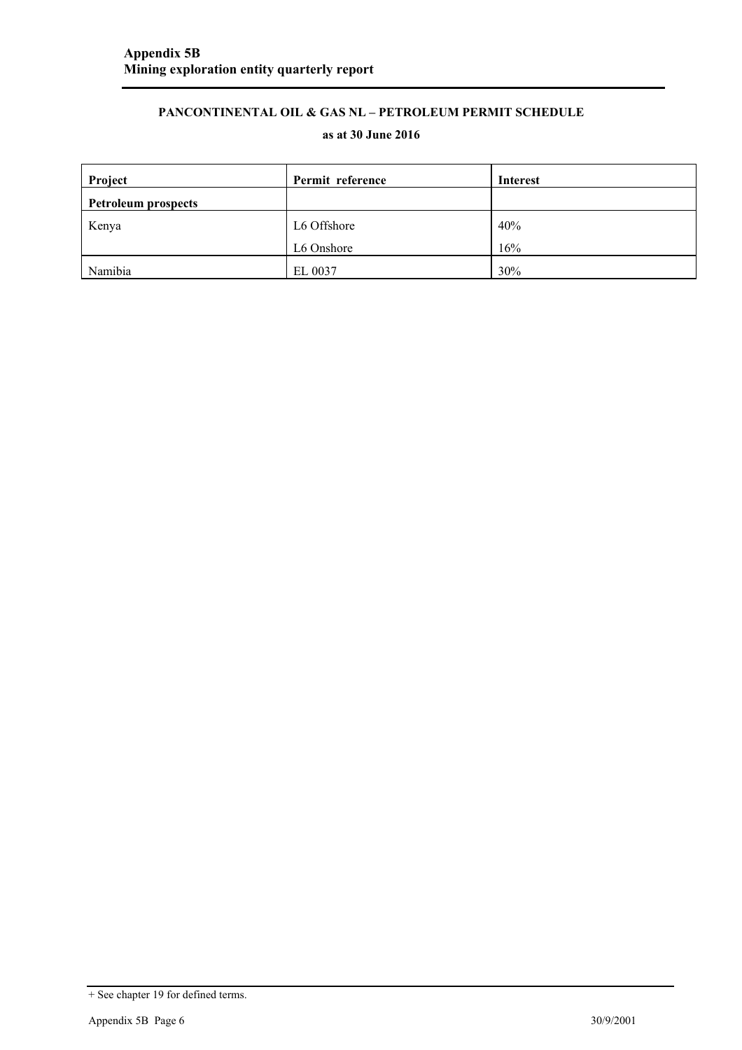**PANCONTINENTAL OIL & GAS NL – PETROLEUM PERMIT SCHEDULE**

**as at 30 June 2016**

| Project | Permit reference | Interest |
|---|---|---|
| **Petroleum prospects** | | |
| Kenya | L6 Offshore | 40% |
| | L6 Onshore | 16% |
| Namibia | EL 0037 | 30% |